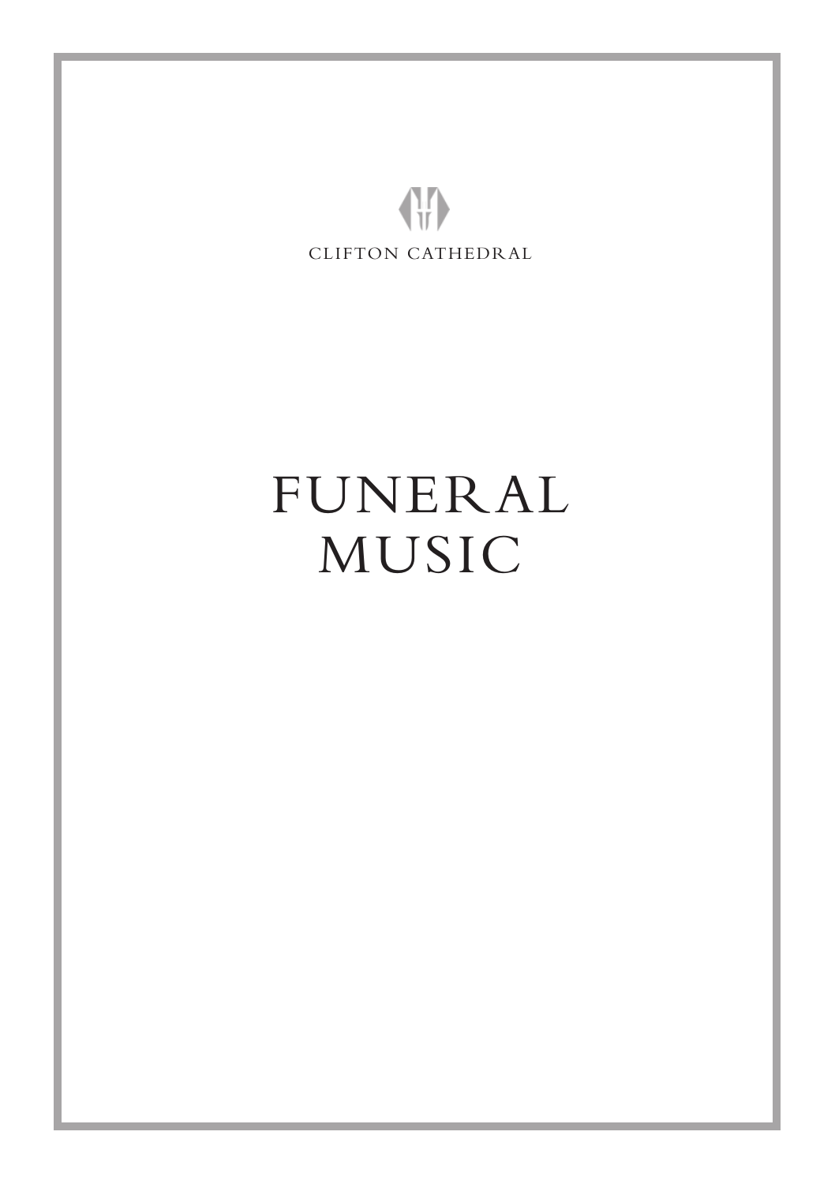CLIFTON CATHEDRAL

# FUNERAL MUSIC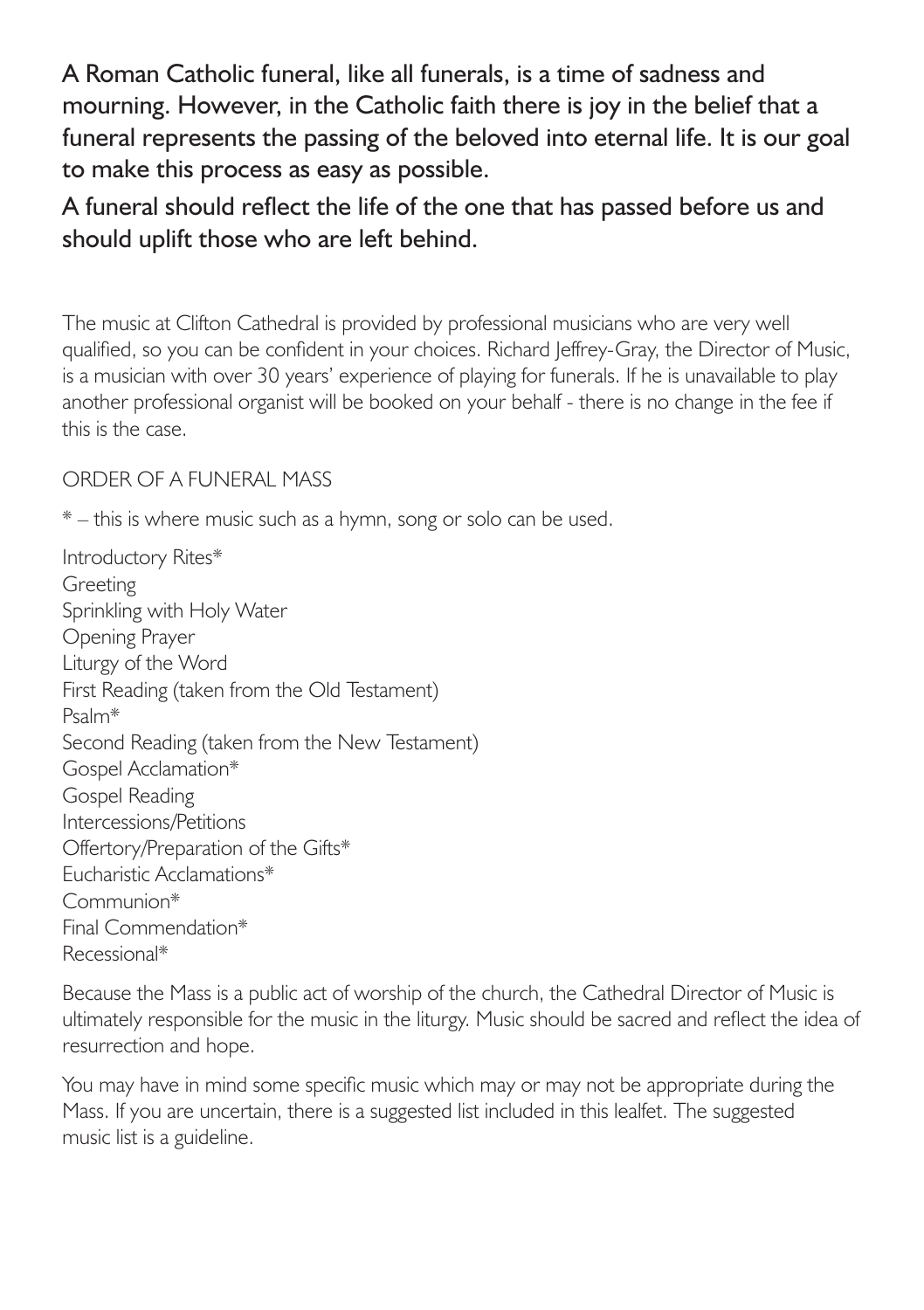**A Roman Catholic funeral, like all funerals, is a time of sadness and mourning. However, in the Catholic faith there is joy in the belief that a funeral represents the passing of the beloved into eternal life. It is our goal to make this process as easy as possible.**

**A funeral should reflect the life of the one that has passed before us and should uplift those who are left behind.**

The music at Clifton Cathedral is provided by professional musicians who are very well qualified, so you can be confident in your choices. Richard Jeffrey-Gray, the Director of Music, is a musician with over 30 years' experience of playing for funerals. If he is unavailable to play another professional organist will be booked on your behalf - there is no change in the fee if this is the case.

## ORDER OF A FUNERAL MASS

* – this is where music such as a hymn, song or solo can be used.

Introductory Rites*
Greeting
Sprinkling with Holy Water
Opening Prayer
Liturgy of the Word
First Reading (taken from the Old Testament)
Psalm*
Second Reading (taken from the New Testament)
Gospel Acclamation*
Gospel Reading
Intercessions/Petitions
Offertory/Preparation of the Gifts*
Eucharistic Acclamations*
Communion*
Final Commendation*
Recessional*

Because the Mass is a public act of worship of the church, the Cathedral Director of Music is ultimately responsible for the music in the liturgy. Music should be sacred and reflect the idea of resurrection and hope.

You may have in mind some specific music which may or may not be appropriate during the Mass. If you are uncertain, there is a suggested list included in this lealfet. The suggested music list is a guideline.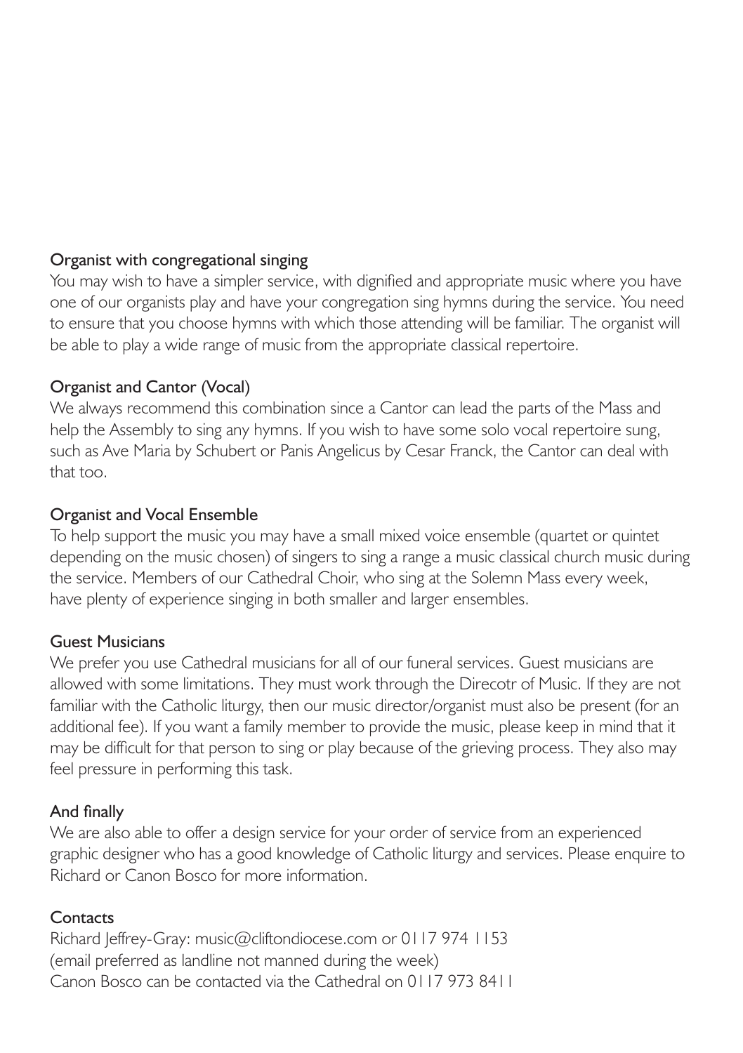### Organist with congregational singing

You may wish to have a simpler service, with dignified and appropriate music where you have one of our organists play and have your congregation sing hymns during the service. You need to ensure that you choose hymns with which those attending will be familiar. The organist will be able to play a wide range of music from the appropriate classical repertoire.

### Organist and Cantor (Vocal)

We always recommend this combination since a Cantor can lead the parts of the Mass and help the Assembly to sing any hymns. If you wish to have some solo vocal repertoire sung, such as Ave Maria by Schubert or Panis Angelicus by Cesar Franck, the Cantor can deal with that too.

### Organist and Vocal Ensemble

To help support the music you may have a small mixed voice ensemble (quartet or quintet depending on the music chosen) of singers to sing a range a music classical church music during the service. Members of our Cathedral Choir, who sing at the Solemn Mass every week, have plenty of experience singing in both smaller and larger ensembles.

### Guest Musicians

We prefer you use Cathedral musicians for all of our funeral services. Guest musicians are allowed with some limitations. They must work through the Direcotr of Music. If they are not familiar with the Catholic liturgy, then our music director/organist must also be present (for an additional fee). If you want a family member to provide the music, please keep in mind that it may be difficult for that person to sing or play because of the grieving process. They also may feel pressure in performing this task.

### And finally

We are also able to offer a design service for your order of service from an experienced graphic designer who has a good knowledge of Catholic liturgy and services. Please enquire to Richard or Canon Bosco for more information.

### Contacts

Richard Jeffrey-Gray: music@cliftondiocese.com or 0117 974 1153
(email preferred as landline not manned during the week)
Canon Bosco can be contacted via the Cathedral on 0117 973 8411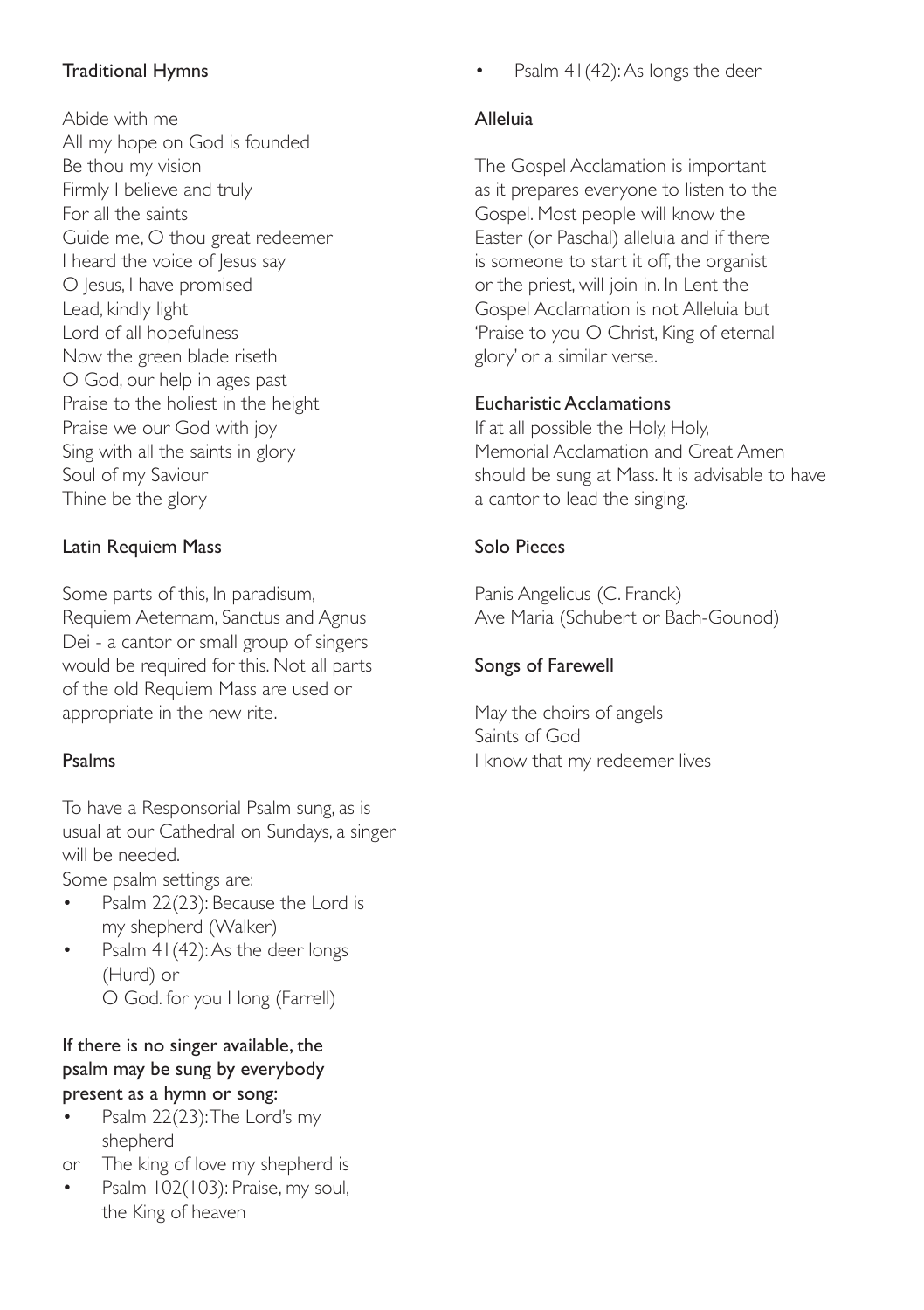## Traditional Hymns

Abide with me
All my hope on God is founded
Be thou my vision
Firmly I believe and truly
For all the saints
Guide me, O thou great redeemer
I heard the voice of Jesus say
O Jesus, I have promised
Lead, kindly light
Lord of all hopefulness
Now the green blade riseth
O God, our help in ages past
Praise to the holiest in the height
Praise we our God with joy
Sing with all the saints in glory
Soul of my Saviour
Thine be the glory

## Latin Requiem Mass

Some parts of this, In paradisum, Requiem Aeternam, Sanctus and Agnus Dei - a cantor or small group of singers would be required for this. Not all parts of the old Requiem Mass are used or appropriate in the new rite.

## Psalms

To have a Responsorial Psalm sung, as is usual at our Cathedral on Sundays, a singer will be needed.

Some psalm settings are:

- Psalm 22(23): Because the Lord is my shepherd (Walker)
- Psalm 41(42): As the deer longs (Hurd) or
  O God. for you I long (Farrell)

**If there is no singer available, the psalm may be sung by everybody present as a hymn or song:**

- Psalm 22(23): The Lord's my shepherd

or The king of love my shepherd is

- Psalm 102(103): Praise, my soul, the King of heaven
- Psalm 41(42): As longs the deer

## Alleluia

The Gospel Acclamation is important as it prepares everyone to listen to the Gospel. Most people will know the Easter (or Paschal) alleluia and if there is someone to start it off, the organist or the priest, will join in. In Lent the Gospel Acclamation is not Alleluia but 'Praise to you O Christ, King of eternal glory' or a similar verse.

## Eucharistic Acclamations

If at all possible the Holy, Holy, Memorial Acclamation and Great Amen should be sung at Mass. It is advisable to have a cantor to lead the singing.

## Solo Pieces

Panis Angelicus (C. Franck)
Ave Maria (Schubert or Bach-Gounod)

## Songs of Farewell

May the choirs of angels
Saints of God
I know that my redeemer lives